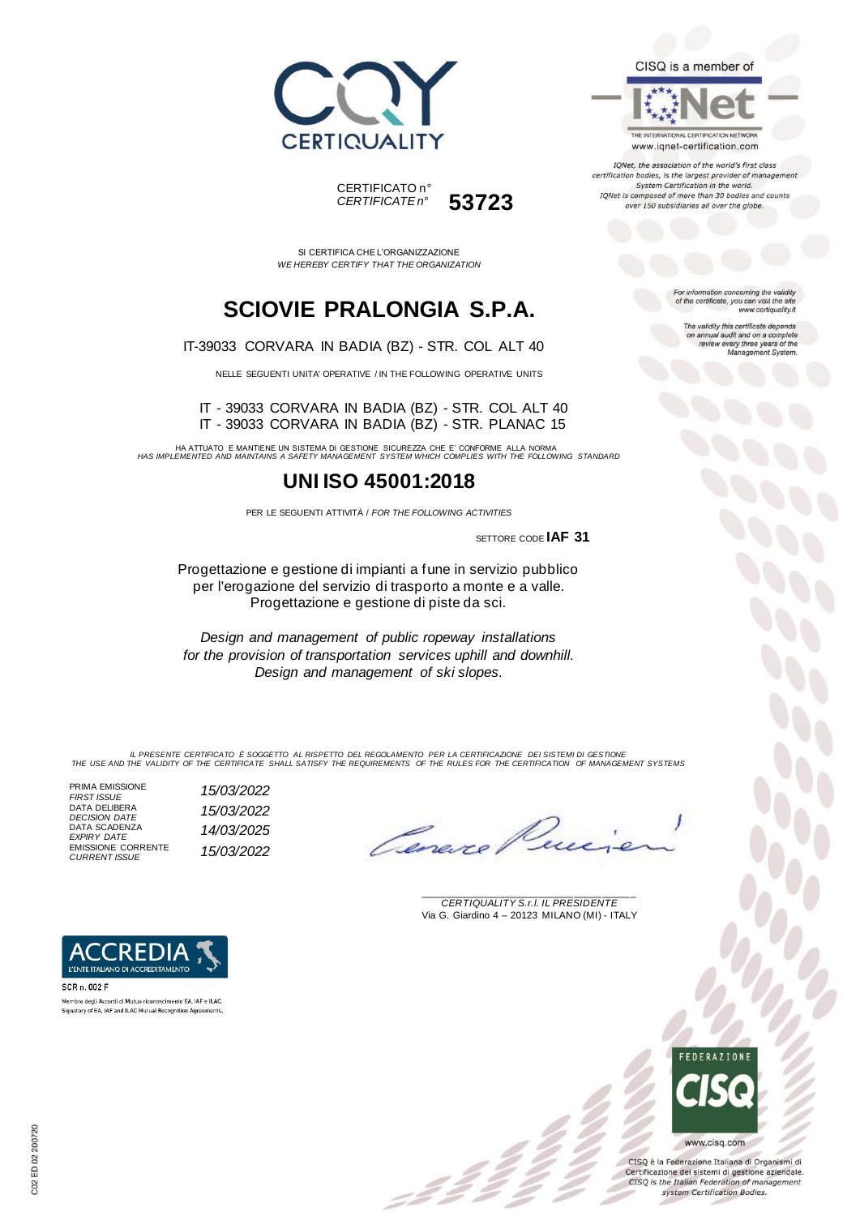CERTIQUALITY

CISQ is a member of

IQNet

THE INTERNATIONAL CERTIFICATION NETWORK
www.iqnet-certification.com

*IQNet, the association of the world's first class certification bodies, is the largest provider of management System Certification in the world. IQNet is composed of more than 30 bodies and counts over 150 subsidiaries all over the globe.*

CERTIFICATO n°
*CERTIFICATE n°* **53723**

SI CERTIFICA CHE L'ORGANIZZAZIONE
*WE HEREBY CERTIFY THAT THE ORGANIZATION*

*For information concerning the validity of the certificate, you can visit the site www.certiquality.it*

*The validity this certificate depends on annual audit and on a complete review every three years of the Management System.*

# SCIOVIE PRALONGIA S.P.A.

IT-39033 CORVARA IN BADIA (BZ) - STR. COL ALT 40

NELLE SEGUENTI UNITA' OPERATIVE / IN THE FOLLOWING OPERATIVE UNITS

IT - 39033 CORVARA IN BADIA (BZ) - STR. COL ALT 40
IT - 39033 CORVARA IN BADIA (BZ) - STR. PLANAC 15

HA ATTUATO E MANTIENE UN SISTEMA DI GESTIONE SICUREZZA CHE E' CONFORME ALLA NORMA
*HAS IMPLEMENTED AND MAINTAINS A SAFETY MANAGEMENT SYSTEM WHICH COMPLIES WITH THE FOLLOWING STANDARD*

## UNI ISO 45001:2018

PER LE SEGUENTI ATTIVITÀ / *FOR THE FOLLOWING ACTIVITIES*

SETTORE CODE **IAF 31**

Progettazione e gestione di impianti a fune in servizio pubblico per l'erogazione del servizio di trasporto a monte e a valle. Progettazione e gestione di piste da sci.

*Design and management of public ropeway installations for the provision of transportation services uphill and downhill. Design and management of ski slopes.*

*IL PRESENTE CERTIFICATO È SOGGETTO AL RISPETTO DEL REGOLAMENTO PER LA CERTIFICAZIONE DEI SISTEMI DI GESTIONE*
*THE USE AND THE VALIDITY OF THE CERTIFICATE SHALL SATISFY THE REQUIREMENTS OF THE RULES FOR THE CERTIFICATION OF MANAGEMENT SYSTEMS*

| | |
|---|---|
| PRIMA EMISSIONE *FIRST ISSUE* | *15/03/2022* |
| DATA DELIBERA *DECISION DATE* | *15/03/2022* |
| DATA SCADENZA *EXPIRY DATE* | *14/03/2025* |
| EMISSIONE CORRENTE *CURRENT ISSUE* | *15/03/2022* |

*CERTIQUALITY S.r.l. IL PRESIDENTE*
Via G. Giardino 4 – 20123 MILANO (MI) - ITALY

ACCREDIA
L'ENTE ITALIANO DI ACCREDITAMENTO

SCR n. 002 F

Membro degli Accordi di Mutuo riconoscimento EA, IAF e ILAC.
Signatory of EA, IAF and ILAC Mutual Recognition Agreements.

FEDERAZIONE CISQ

www.cisq.com

CISQ è la Federazione Italiana di Organismi di Certificazione dei sistemi di gestione aziendale.
*CISQ is the Italian Federation of management system Certification Bodies.*

C02 ED 02 200720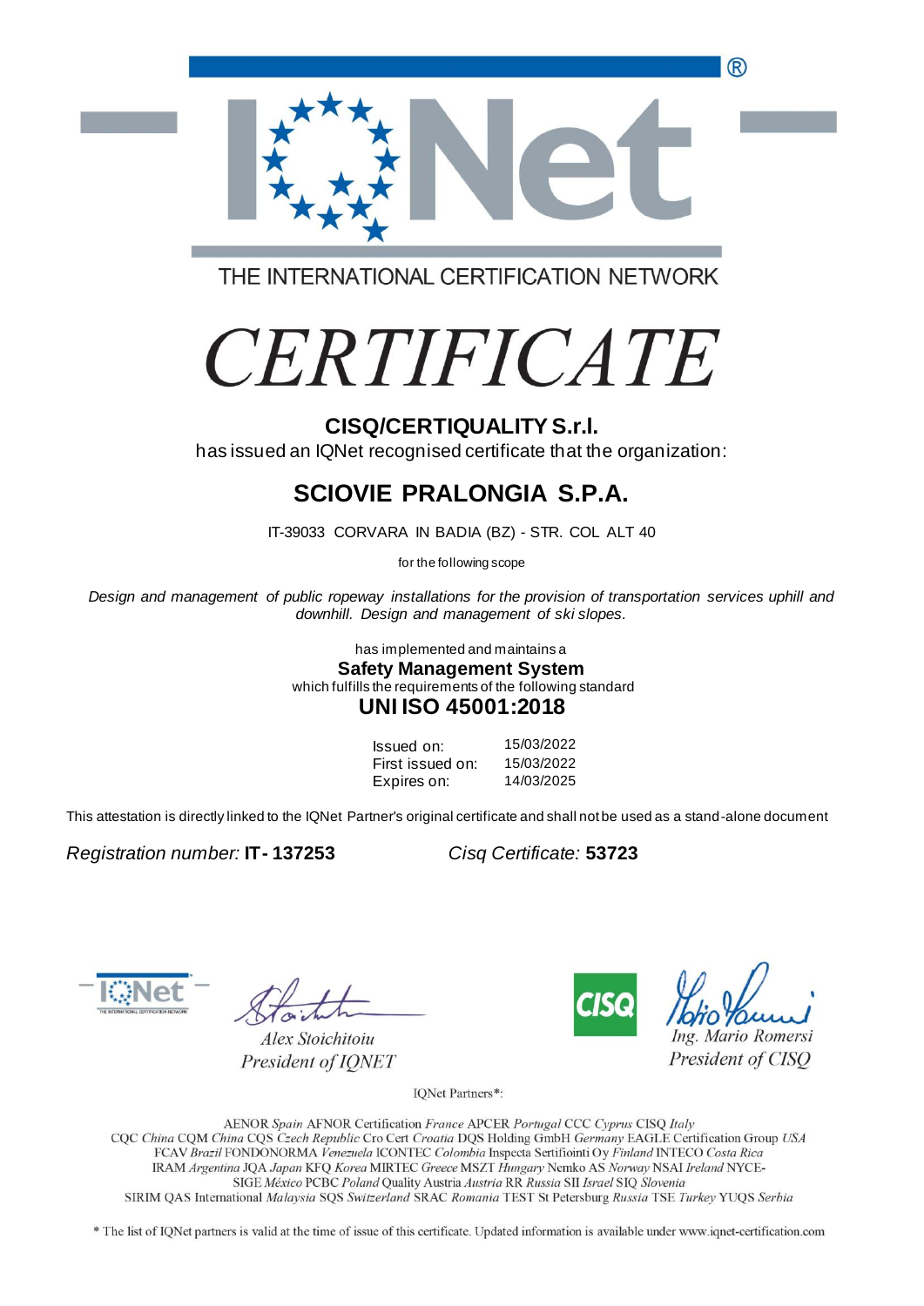THE INTERNATIONAL CERTIFICATION NETWORK

# CERTIFICATE

## CISQ/CERTIQUALITY S.r.l.

has issued an IQNet recognised certificate that the organization:

## SCIOVIE PRALONGIA S.P.A.

IT-39033 CORVARA IN BADIA (BZ) - STR. COL ALT 40

for the following scope

*Design and management of public ropeway installations for the provision of transportation services uphill and downhill. Design and management of ski slopes.*

has implemented and maintains a

**Safety Management System**

which fulfills the requirements of the following standard

**UNI ISO 45001:2018**

| | |
|---|---|
| Issued on: | 15/03/2022 |
| First issued on: | 15/03/2022 |
| Expires on: | 14/03/2025 |

This attestation is directly linked to the IQNet Partner's original certificate and shall not be used as a stand-alone document

*Registration number:* **IT- 137253** *Cisq Certificate:* **53723**

*Alex Stoichitoiu*
*President of IQNET*

*Ing. Mario Romersi*
*President of CISQ*

IQNet Partners*:

AENOR *Spain* AFNOR Certification *France* APCER *Portugal* CCC *Cyprus* CISQ *Italy*
CQC *China* CQM *China* CQS *Czech Republic* Cro Cert *Croatia* DQS Holding GmbH *Germany* EAGLE Certification Group *USA*
FCAV *Brazil* FONDONORMA *Venezuela* ICONTEC *Colombia* Inspecta Sertifiointi Oy *Finland* INTECO *Costa Rica*
IRAM *Argentina* JQA *Japan* KFQ *Korea* MIRTEC *Greece* MSZT *Hungary* Nemko AS *Norway* NSAI *Ireland* NYCE-SIGE *México* PCBC *Poland* Quality Austria *Austria* RR *Russia* SII *Israel* SIQ *Slovenia*
SIRIM QAS International *Malaysia* SQS *Switzerland* SRAC *Romania* TEST St Petersburg *Russia* TSE *Turkey* YUQS *Serbia*

\* The list of IQNet partners is valid at the time of issue of this certificate. Updated information is available under www.iqnet-certification.com